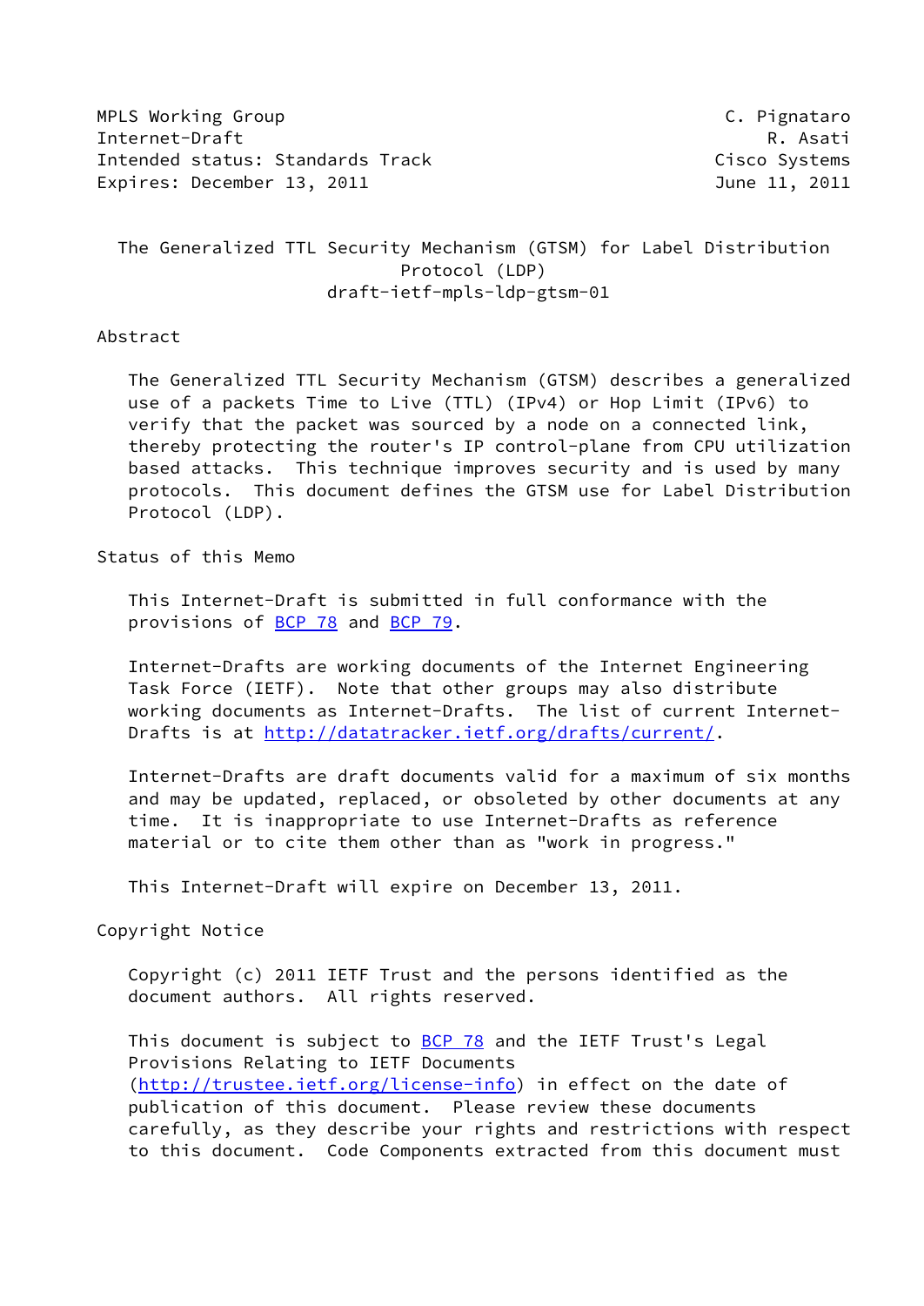MPLS Working Group                                          C. Pignataro
Internet-Draft                                                  R. Asati
Intended status: Standards Track                           Cisco Systems
Expires: December 13, 2011                                 June 11, 2011

# The Generalized TTL Security Mechanism (GTSM) for Label Distribution Protocol (LDP)

draft-ietf-mpls-ldp-gtsm-01

## Abstract

The Generalized TTL Security Mechanism (GTSM) describes a generalized use of a packets Time to Live (TTL) (IPv4) or Hop Limit (IPv6) to verify that the packet was sourced by a node on a connected link, thereby protecting the router's IP control-plane from CPU utilization based attacks. This technique improves security and is used by many protocols. This document defines the GTSM use for Label Distribution Protocol (LDP).

## Status of this Memo

This Internet-Draft is submitted in full conformance with the provisions of BCP 78 and BCP 79.

Internet-Drafts are working documents of the Internet Engineering Task Force (IETF). Note that other groups may also distribute working documents as Internet-Drafts. The list of current Internet-Drafts is at http://datatracker.ietf.org/drafts/current/.

Internet-Drafts are draft documents valid for a maximum of six months and may be updated, replaced, or obsoleted by other documents at any time. It is inappropriate to use Internet-Drafts as reference material or to cite them other than as "work in progress."

This Internet-Draft will expire on December 13, 2011.

## Copyright Notice

Copyright (c) 2011 IETF Trust and the persons identified as the document authors. All rights reserved.

This document is subject to BCP 78 and the IETF Trust's Legal Provisions Relating to IETF Documents (http://trustee.ietf.org/license-info) in effect on the date of publication of this document. Please review these documents carefully, as they describe your rights and restrictions with respect to this document. Code Components extracted from this document must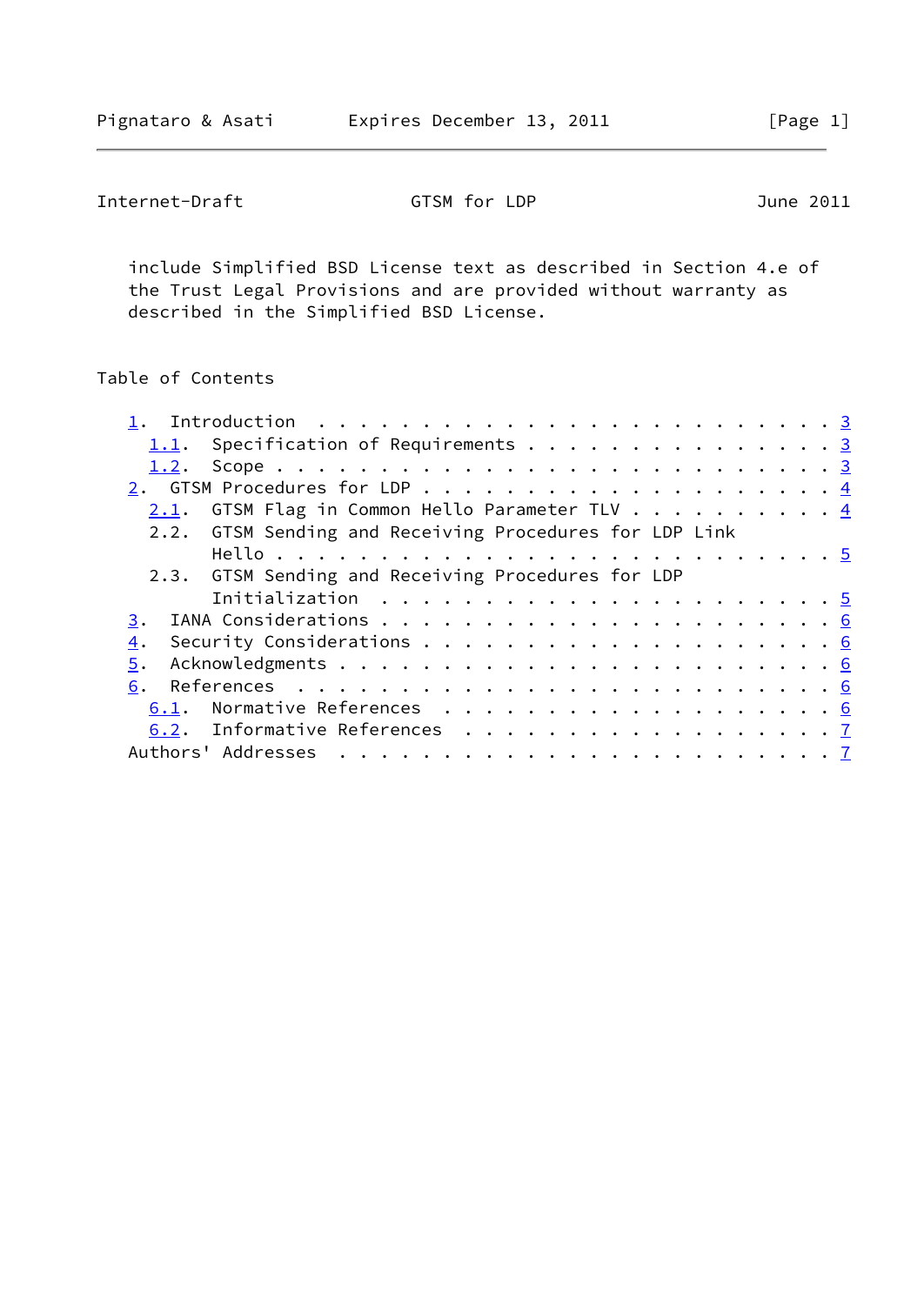include Simplified BSD License text as described in Section 4.e of the Trust Legal Provisions and are provided without warranty as described in the Simplified BSD License.

## Table of Contents

```
   1.  Introduction . . . . . . . . . . . . . . . . . . . . . . . . . 3
     1.1.  Specification of Requirements . . . . . . . . . . . . . . . 3
     1.2.  Scope . . . . . . . . . . . . . . . . . . . . . . . . . . . 3
   2.  GTSM Procedures for LDP . . . . . . . . . . . . . . . . . . . . 4
     2.1.  GTSM Flag in Common Hello Parameter TLV . . . . . . . . . . 4
     2.2.  GTSM Sending and Receiving Procedures for LDP Link
           Hello . . . . . . . . . . . . . . . . . . . . . . . . . . . 5
     2.3.  GTSM Sending and Receiving Procedures for LDP
           Initialization  . . . . . . . . . . . . . . . . . . . . . . 5
   3.  IANA Considerations . . . . . . . . . . . . . . . . . . . . . . 6
   4.  Security Considerations . . . . . . . . . . . . . . . . . . . . 6
   5.  Acknowledgments . . . . . . . . . . . . . . . . . . . . . . . . 6
   6.  References  . . . . . . . . . . . . . . . . . . . . . . . . . . 6
     6.1.  Normative References  . . . . . . . . . . . . . . . . . . . 6
     6.2.  Informative References  . . . . . . . . . . . . . . . . . . 7
   Authors' Addresses  . . . . . . . . . . . . . . . . . . . . . . . . 7
```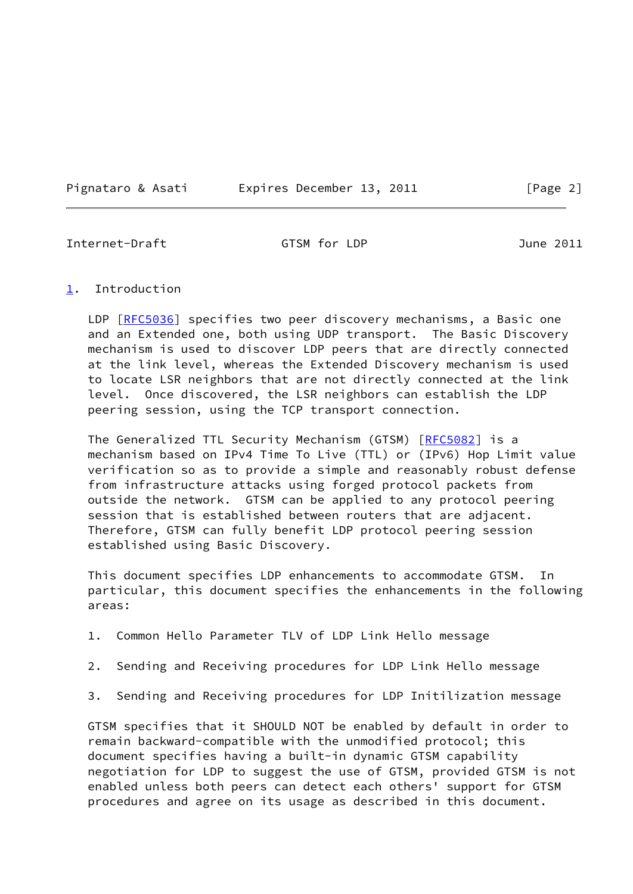## 1. Introduction

LDP [RFC5036] specifies two peer discovery mechanisms, a Basic one and an Extended one, both using UDP transport. The Basic Discovery mechanism is used to discover LDP peers that are directly connected at the link level, whereas the Extended Discovery mechanism is used to locate LSR neighbors that are not directly connected at the link level. Once discovered, the LSR neighbors can establish the LDP peering session, using the TCP transport connection.

The Generalized TTL Security Mechanism (GTSM) [RFC5082] is a mechanism based on IPv4 Time To Live (TTL) or (IPv6) Hop Limit value verification so as to provide a simple and reasonably robust defense from infrastructure attacks using forged protocol packets from outside the network. GTSM can be applied to any protocol peering session that is established between routers that are adjacent. Therefore, GTSM can fully benefit LDP protocol peering session established using Basic Discovery.

This document specifies LDP enhancements to accommodate GTSM. In particular, this document specifies the enhancements in the following areas:

1. Common Hello Parameter TLV of LDP Link Hello message

2. Sending and Receiving procedures for LDP Link Hello message

3. Sending and Receiving procedures for LDP Initilization message

GTSM specifies that it SHOULD NOT be enabled by default in order to remain backward-compatible with the unmodified protocol; this document specifies having a built-in dynamic GTSM capability negotiation for LDP to suggest the use of GTSM, provided GTSM is not enabled unless both peers can detect each others' support for GTSM procedures and agree on its usage as described in this document.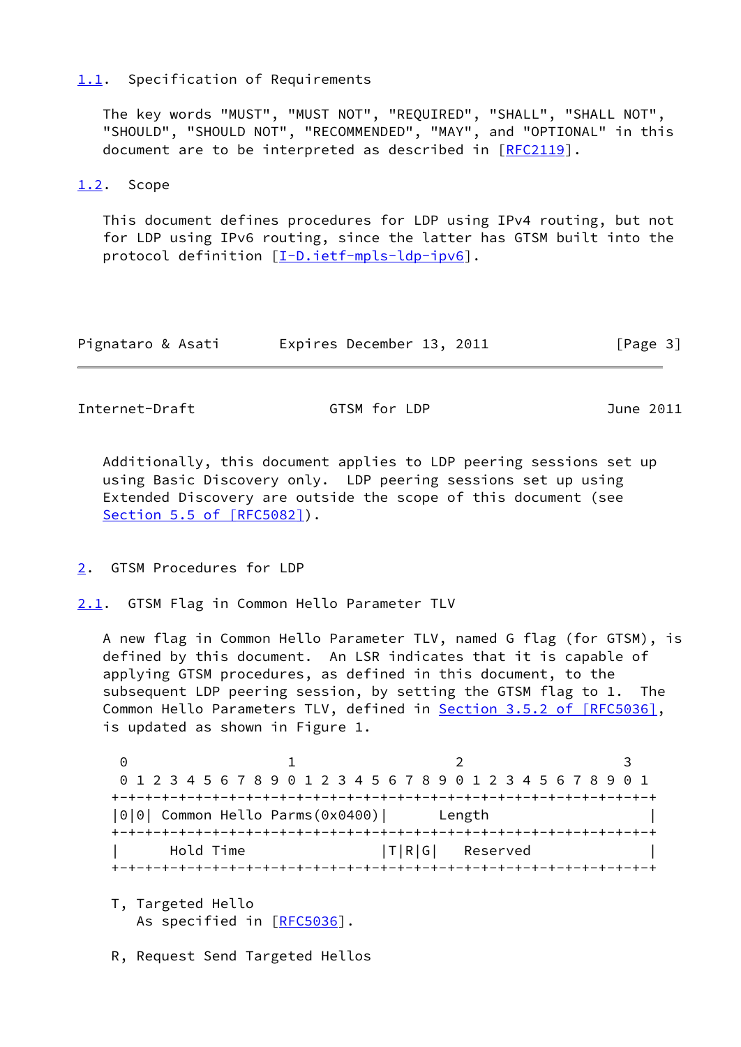### 1.1. Specification of Requirements

The key words "MUST", "MUST NOT", "REQUIRED", "SHALL", "SHALL NOT", "SHOULD", "SHOULD NOT", "RECOMMENDED", "MAY", and "OPTIONAL" in this document are to be interpreted as described in [RFC2119].

### 1.2. Scope

This document defines procedures for LDP using IPv4 routing, but not for LDP using IPv6 routing, since the latter has GTSM built into the protocol definition [I-D.ietf-mpls-ldp-ipv6].

Additionally, this document applies to LDP peering sessions set up using Basic Discovery only. LDP peering sessions set up using Extended Discovery are outside the scope of this document (see Section 5.5 of [RFC5082]).

## 2. GTSM Procedures for LDP

### 2.1. GTSM Flag in Common Hello Parameter TLV

A new flag in Common Hello Parameter TLV, named G flag (for GTSM), is defined by this document. An LSR indicates that it is capable of applying GTSM procedures, as defined in this document, to the subsequent LDP peering session, by setting the GTSM flag to 1. The Common Hello Parameters TLV, defined in Section 3.5.2 of [RFC5036], is updated as shown in Figure 1.

```
 0                   1                   2                   3
 0 1 2 3 4 5 6 7 8 9 0 1 2 3 4 5 6 7 8 9 0 1 2 3 4 5 6 7 8 9 0 1
+-+-+-+-+-+-+-+-+-+-+-+-+-+-+-+-+-+-+-+-+-+-+-+-+-+-+-+-+-+-+-+-+
|0|0| Common Hello Parms(0x0400)|      Length                   |
+-+-+-+-+-+-+-+-+-+-+-+-+-+-+-+-+-+-+-+-+-+-+-+-+-+-+-+-+-+-+-+-+
|      Hold Time                |T|R|G|    Reserved             |
+-+-+-+-+-+-+-+-+-+-+-+-+-+-+-+-+-+-+-+-+-+-+-+-+-+-+-+-+-+-+-+-+
```

T, Targeted Hello
   As specified in [RFC5036].

R, Request Send Targeted Hellos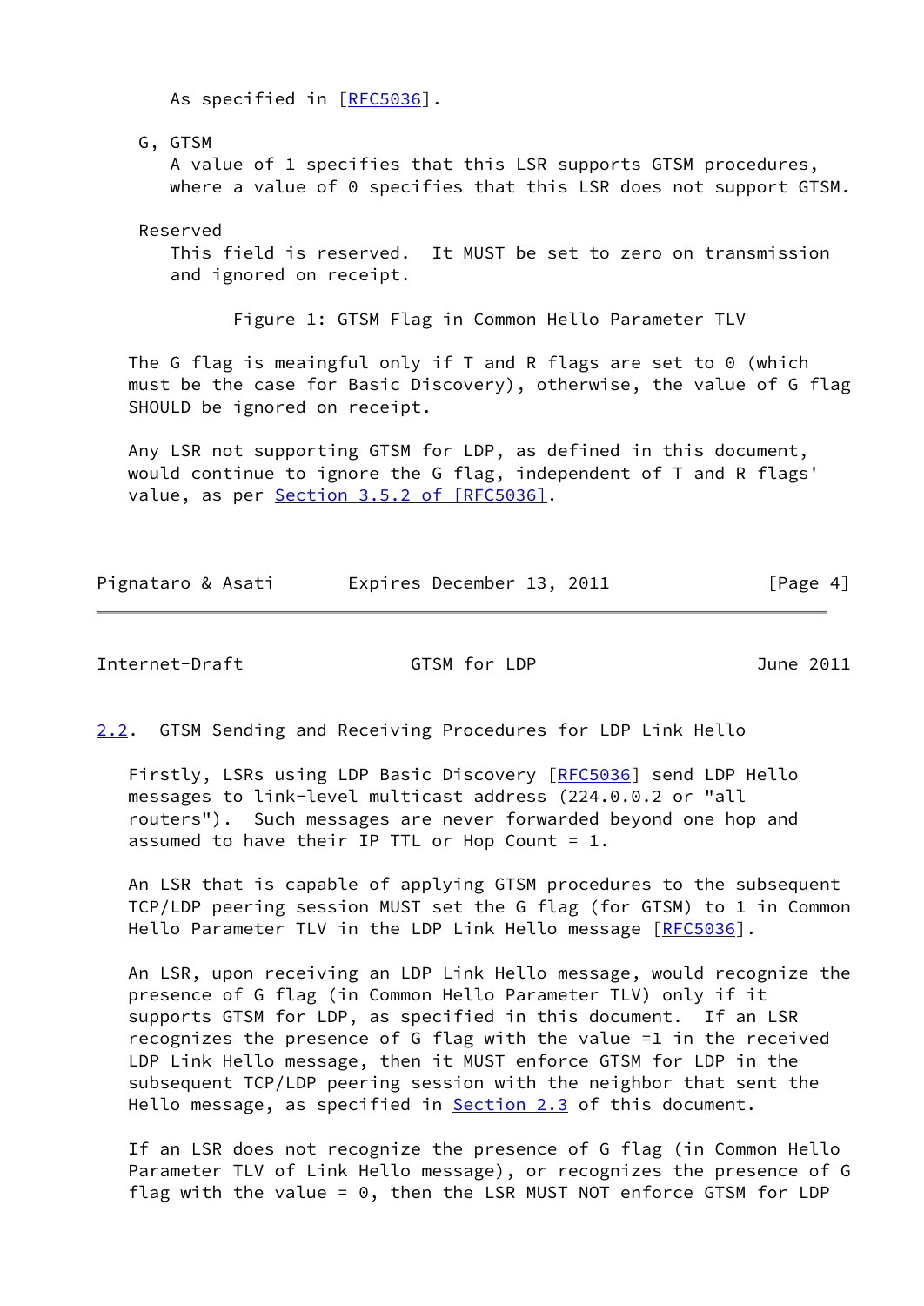As specified in [RFC5036].

G, GTSM

A value of 1 specifies that this LSR supports GTSM procedures, where a value of 0 specifies that this LSR does not support GTSM.

Reserved

This field is reserved. It MUST be set to zero on transmission and ignored on receipt.

Figure 1: GTSM Flag in Common Hello Parameter TLV

The G flag is meaningful only if T and R flags are set to 0 (which must be the case for Basic Discovery), otherwise, the value of G flag SHOULD be ignored on receipt.

Any LSR not supporting GTSM for LDP, as defined in this document, would continue to ignore the G flag, independent of T and R flags' value, as per Section 3.5.2 of [RFC5036].

## 2.2. GTSM Sending and Receiving Procedures for LDP Link Hello

Firstly, LSRs using LDP Basic Discovery [RFC5036] send LDP Hello messages to link-level multicast address (224.0.0.2 or "all routers"). Such messages are never forwarded beyond one hop and assumed to have their IP TTL or Hop Count = 1.

An LSR that is capable of applying GTSM procedures to the subsequent TCP/LDP peering session MUST set the G flag (for GTSM) to 1 in Common Hello Parameter TLV in the LDP Link Hello message [RFC5036].

An LSR, upon receiving an LDP Link Hello message, would recognize the presence of G flag (in Common Hello Parameter TLV) only if it supports GTSM for LDP, as specified in this document. If an LSR recognizes the presence of G flag with the value =1 in the received LDP Link Hello message, then it MUST enforce GTSM for LDP in the subsequent TCP/LDP peering session with the neighbor that sent the Hello message, as specified in Section 2.3 of this document.

If an LSR does not recognize the presence of G flag (in Common Hello Parameter TLV of Link Hello message), or recognizes the presence of G flag with the value = 0, then the LSR MUST NOT enforce GTSM for LDP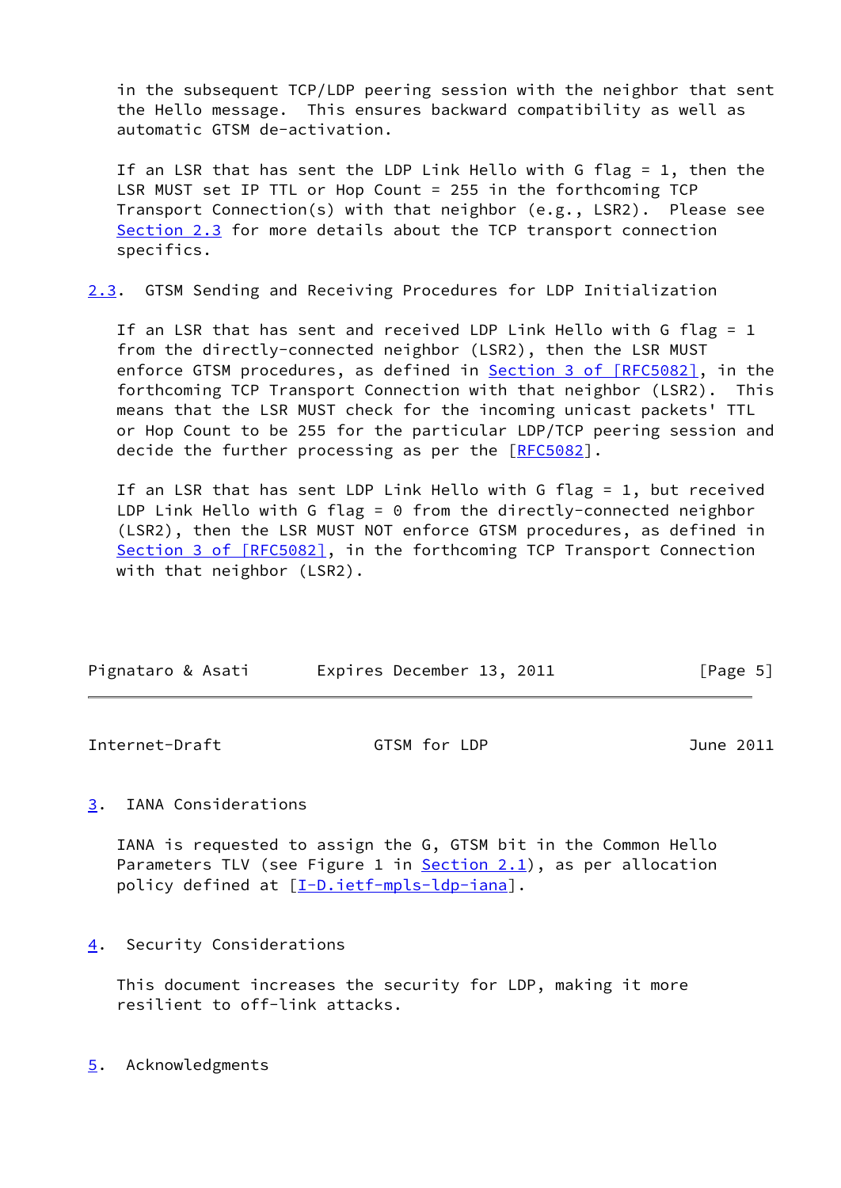in the subsequent TCP/LDP peering session with the neighbor that sent the Hello message. This ensures backward compatibility as well as automatic GTSM de-activation.

If an LSR that has sent the LDP Link Hello with G flag = 1, then the LSR MUST set IP TTL or Hop Count = 255 in the forthcoming TCP Transport Connection(s) with that neighbor (e.g., LSR2). Please see Section 2.3 for more details about the TCP transport connection specifics.

### 2.3. GTSM Sending and Receiving Procedures for LDP Initialization

If an LSR that has sent and received LDP Link Hello with G flag = 1 from the directly-connected neighbor (LSR2), then the LSR MUST enforce GTSM procedures, as defined in Section 3 of [RFC5082], in the forthcoming TCP Transport Connection with that neighbor (LSR2). This means that the LSR MUST check for the incoming unicast packets' TTL or Hop Count to be 255 for the particular LDP/TCP peering session and decide the further processing as per the [RFC5082].

If an LSR that has sent LDP Link Hello with G flag = 1, but received LDP Link Hello with G flag = 0 from the directly-connected neighbor (LSR2), then the LSR MUST NOT enforce GTSM procedures, as defined in Section 3 of [RFC5082], in the forthcoming TCP Transport Connection with that neighbor (LSR2).

## 3. IANA Considerations

IANA is requested to assign the G, GTSM bit in the Common Hello Parameters TLV (see Figure 1 in Section 2.1), as per allocation policy defined at [I-D.ietf-mpls-ldp-iana].

## 4. Security Considerations

This document increases the security for LDP, making it more resilient to off-link attacks.

## 5. Acknowledgments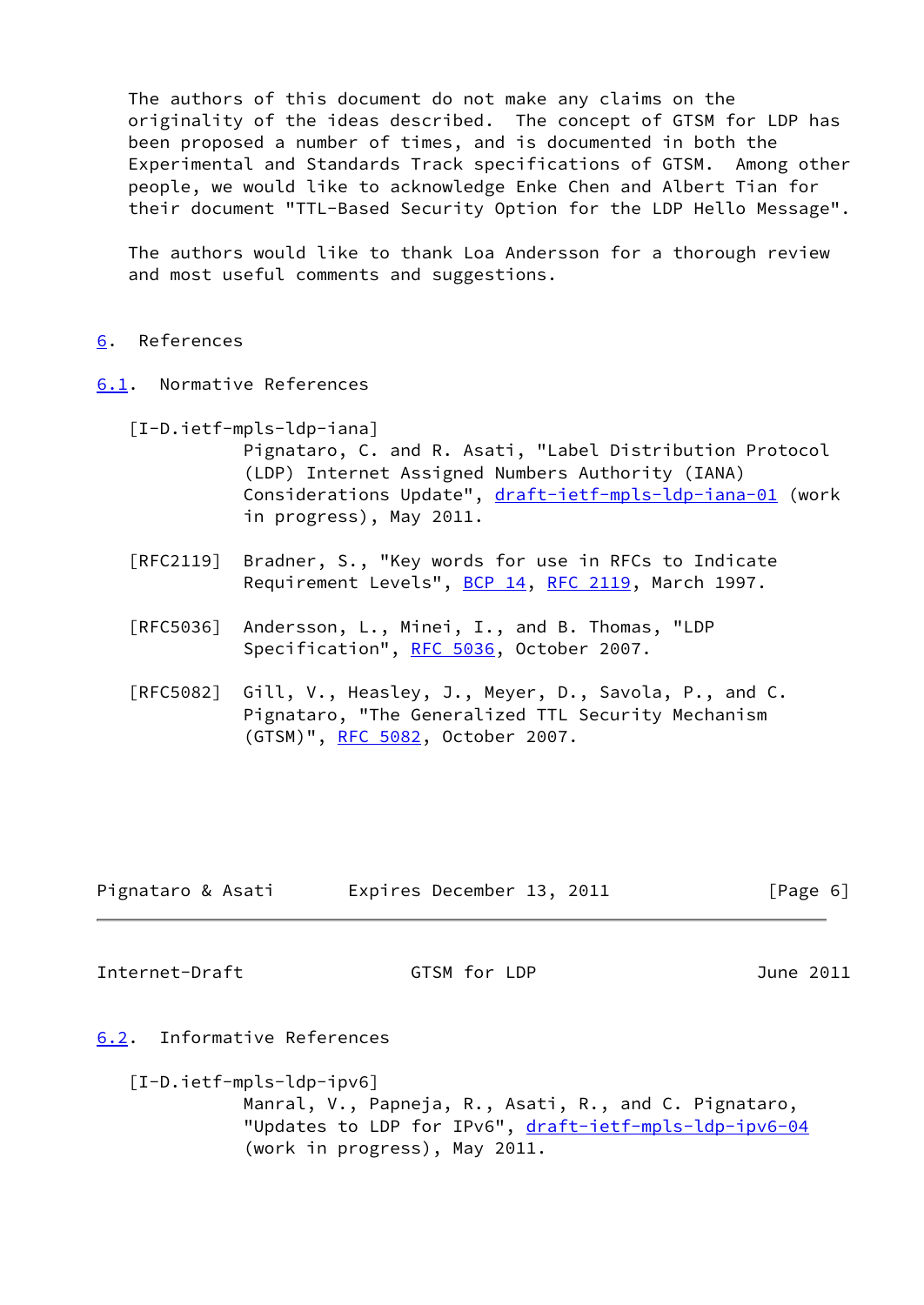The authors of this document do not make any claims on the originality of the ideas described. The concept of GTSM for LDP has been proposed a number of times, and is documented in both the Experimental and Standards Track specifications of GTSM. Among other people, we would like to acknowledge Enke Chen and Albert Tian for their document "TTL-Based Security Option for the LDP Hello Message".

The authors would like to thank Loa Andersson for a thorough review and most useful comments and suggestions.

## 6. References

### 6.1. Normative References

[I-D.ietf-mpls-ldp-iana]
Pignataro, C. and R. Asati, "Label Distribution Protocol (LDP) Internet Assigned Numbers Authority (IANA) Considerations Update", draft-ietf-mpls-ldp-iana-01 (work in progress), May 2011.

[RFC2119] Bradner, S., "Key words for use in RFCs to Indicate Requirement Levels", BCP 14, RFC 2119, March 1997.

[RFC5036] Andersson, L., Minei, I., and B. Thomas, "LDP Specification", RFC 5036, October 2007.

[RFC5082] Gill, V., Heasley, J., Meyer, D., Savola, P., and C. Pignataro, "The Generalized TTL Security Mechanism (GTSM)", RFC 5082, October 2007.

### 6.2. Informative References

[I-D.ietf-mpls-ldp-ipv6]
Manral, V., Papneja, R., Asati, R., and C. Pignataro, "Updates to LDP for IPv6", draft-ietf-mpls-ldp-ipv6-04 (work in progress), May 2011.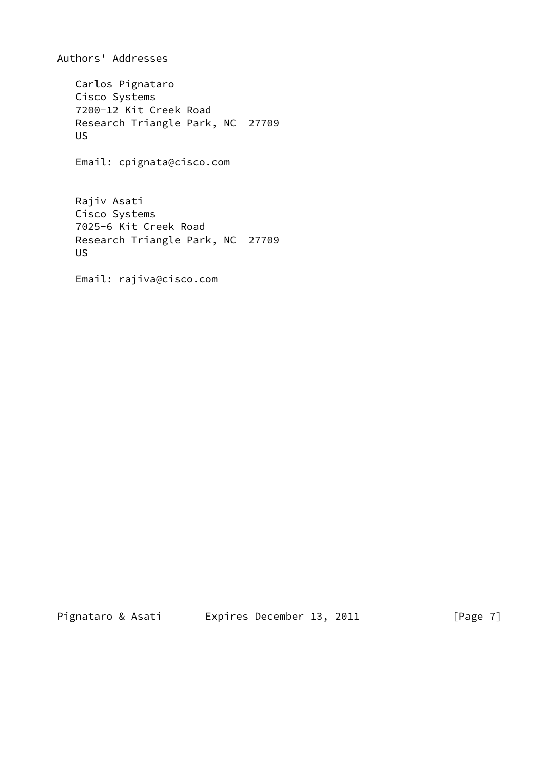# Authors' Addresses

Carlos Pignataro
Cisco Systems
7200-12 Kit Creek Road
Research Triangle Park, NC 27709
US

Email: cpignata@cisco.com

Rajiv Asati
Cisco Systems
7025-6 Kit Creek Road
Research Triangle Park, NC 27709
US

Email: rajiva@cisco.com